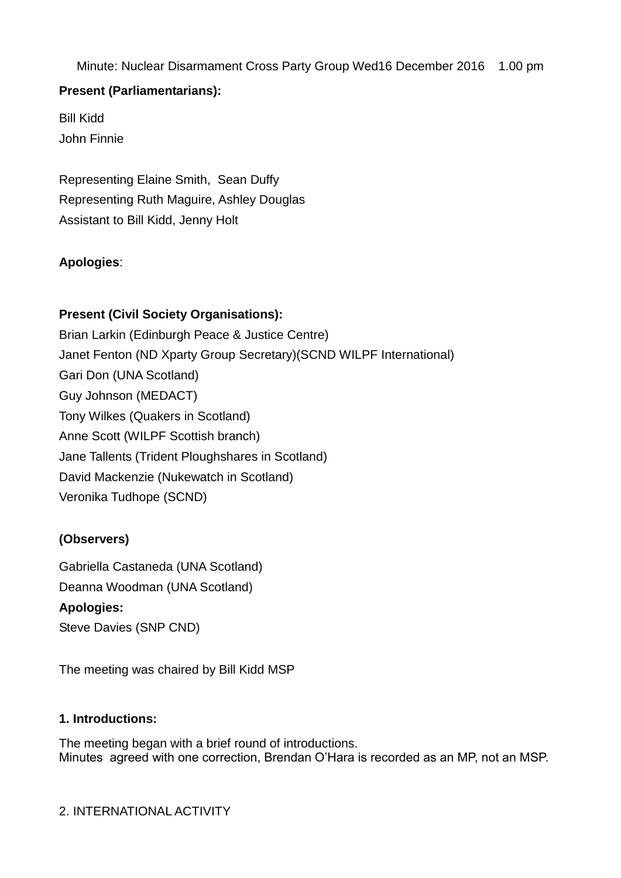Minute: Nuclear Disarmament Cross Party Group Wed16 December 2016    1.00 pm

**Present (Parliamentarians):**

Bill Kidd
John Finnie

Representing Elaine Smith,  Sean Duffy
Representing Ruth Maguire, Ashley Douglas
Assistant to Bill Kidd, Jenny Holt

**Apologies**:

**Present (Civil Society Organisations):**
Brian Larkin (Edinburgh Peace & Justice Centre)
Janet Fenton (ND Xparty Group Secretary)(SCND WILPF International)
Gari Don (UNA Scotland)
Guy Johnson (MEDACT)
Tony Wilkes (Quakers in Scotland)
Anne Scott (WILPF Scottish branch)
Jane Tallents (Trident Ploughshares in Scotland)
David Mackenzie (Nukewatch in Scotland)
Veronika Tudhope (SCND)

**(Observers)**

Gabriella Castaneda (UNA Scotland)
Deanna Woodman (UNA Scotland)

**Apologies:**
Steve Davies (SNP CND)

The meeting was chaired by Bill Kidd MSP

**1. Introductions:**

The meeting began with a brief round of introductions.
Minutes  agreed with one correction, Brendan O'Hara is recorded as an MP, not an MSP.

2. INTERNATIONAL ACTIVITY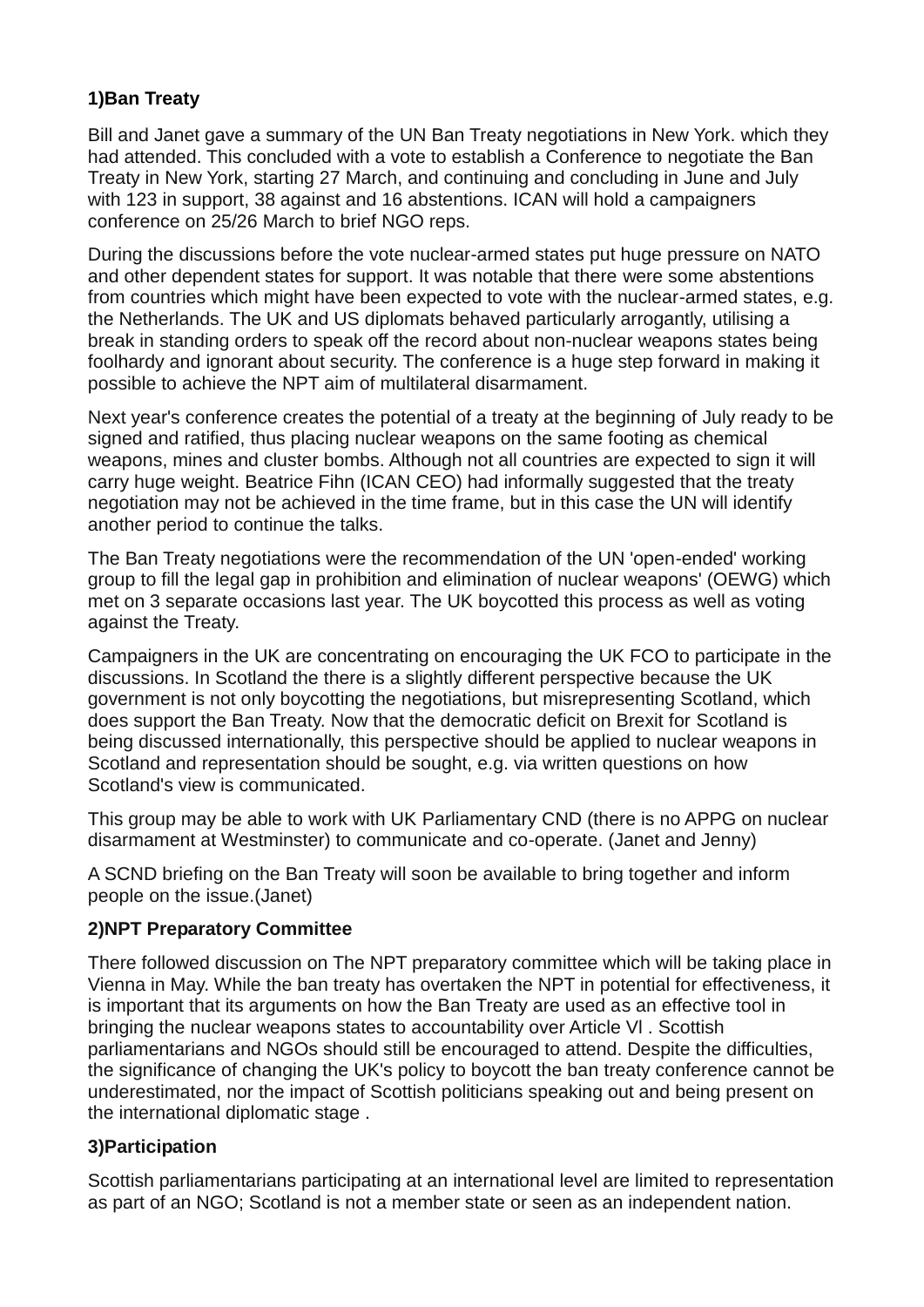### 1)Ban Treaty

Bill and Janet gave a summary of the UN Ban Treaty negotiations in New York. which they had attended. This concluded with a vote to establish a Conference to negotiate the Ban Treaty in New York, starting 27 March, and continuing and concluding in June and July with 123 in support, 38 against and 16 abstentions. ICAN will hold a campaigners conference on 25/26 March to brief NGO reps.

During the discussions before the vote nuclear-armed states put huge pressure on NATO and other dependent states for support. It was notable that there were some abstentions from countries which might have been expected to vote with the nuclear-armed states, e.g. the Netherlands. The UK and US diplomats behaved particularly arrogantly, utilising a break in standing orders to speak off the record about non-nuclear weapons states being foolhardy and ignorant about security. The conference is a huge step forward in making it possible to achieve the NPT aim of multilateral disarmament.

Next year's conference creates the potential of a treaty at the beginning of July ready to be signed and ratified, thus placing nuclear weapons on the same footing as chemical weapons, mines and cluster bombs. Although not all countries are expected to sign it will carry huge weight. Beatrice Fihn (ICAN CEO) had informally suggested that the treaty negotiation may not be achieved in the time frame, but in this case the UN will identify another period to continue the talks.

The Ban Treaty negotiations were the recommendation of the UN 'open-ended' working group to fill the legal gap in prohibition and elimination of nuclear weapons' (OEWG) which met on 3 separate occasions last year. The UK boycotted this process as well as voting against the Treaty.

Campaigners in the UK are concentrating on encouraging the UK FCO to participate in the discussions. In Scotland the there is a slightly different perspective because the UK government is not only boycotting the negotiations, but misrepresenting Scotland, which does support the Ban Treaty. Now that the democratic deficit on Brexit for Scotland is being discussed internationally, this perspective should be applied to nuclear weapons in Scotland and representation should be sought, e.g. via written questions on how Scotland's view is communicated.

This group may be able to work with UK Parliamentary CND (there is no APPG on nuclear disarmament at Westminster) to communicate and co-operate. (Janet and Jenny)

A SCND briefing on the Ban Treaty will soon be available to bring together and inform people on the issue.(Janet)

### 2)NPT Preparatory Committee

There followed discussion on The NPT preparatory committee which will be taking place in Vienna in May. While the ban treaty has overtaken the NPT in potential for effectiveness, it is important that its arguments on how the Ban Treaty are used as an effective tool in bringing the nuclear weapons states to accountability over Article VI . Scottish parliamentarians and NGOs should still be encouraged to attend. Despite the difficulties, the significance of changing the UK's policy to boycott the ban treaty conference cannot be underestimated, nor the impact of Scottish politicians speaking out and being present on the international diplomatic stage .

### 3)Participation

Scottish parliamentarians participating at an international level are limited to representation as part of an NGO; Scotland is not a member state or seen as an independent nation.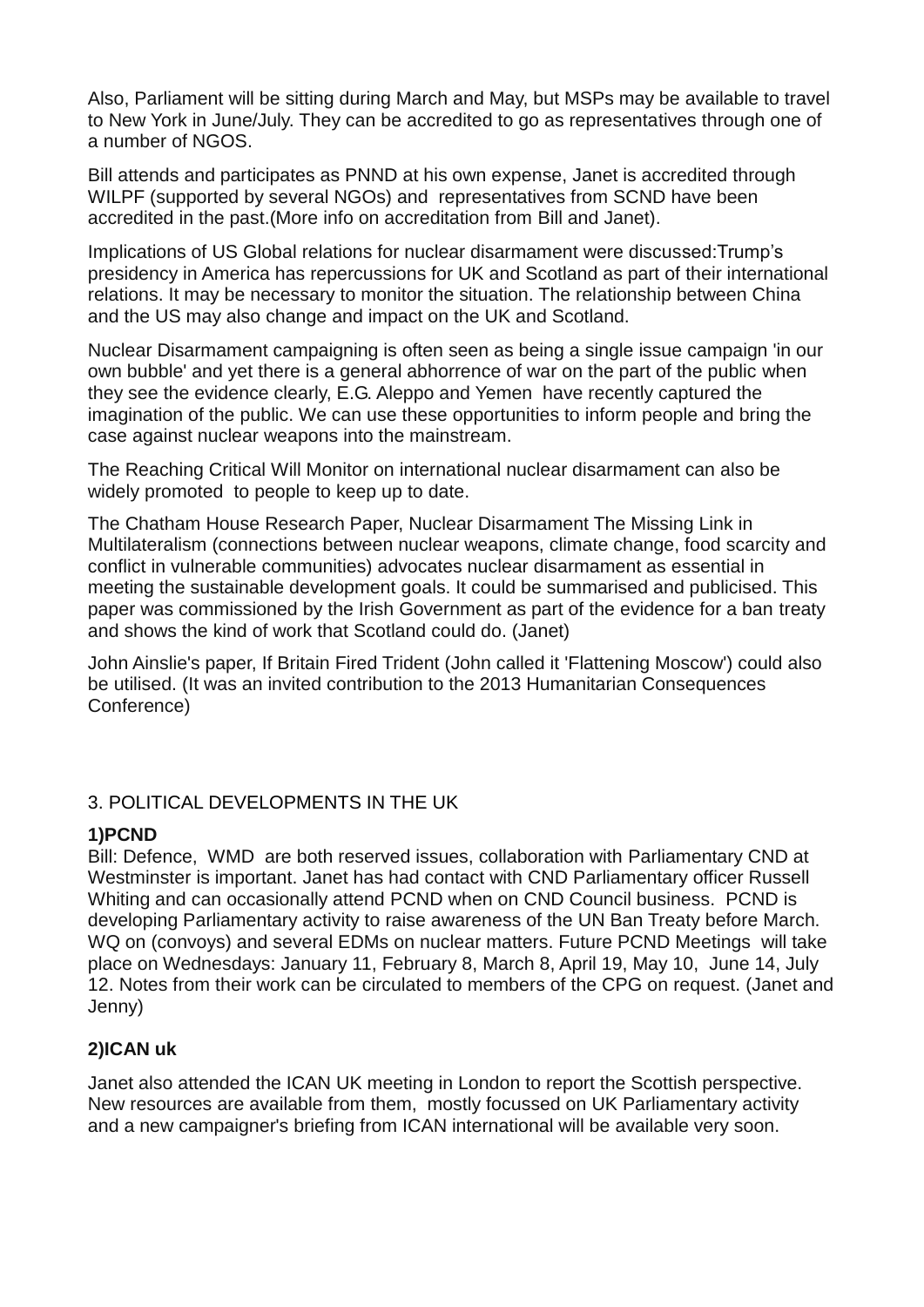Also, Parliament will be sitting during March and May, but MSPs may be available to travel to New York in June/July. They can be accredited to go as representatives through one of a number of NGOS.

Bill attends and participates as PNND at his own expense, Janet is accredited through WILPF (supported by several NGOs) and representatives from SCND have been accredited in the past.(More info on accreditation from Bill and Janet).

Implications of US Global relations for nuclear disarmament were discussed:Trump's presidency in America has repercussions for UK and Scotland as part of their international relations. It may be necessary to monitor the situation. The relationship between China and the US may also change and impact on the UK and Scotland.

Nuclear Disarmament campaigning is often seen as being a single issue campaign 'in our own bubble' and yet there is a general abhorrence of war on the part of the public when they see the evidence clearly, E.G. Aleppo and Yemen have recently captured the imagination of the public. We can use these opportunities to inform people and bring the case against nuclear weapons into the mainstream.

The Reaching Critical Will Monitor on international nuclear disarmament can also be widely promoted to people to keep up to date.

The Chatham House Research Paper, Nuclear Disarmament The Missing Link in Multilateralism (connections between nuclear weapons, climate change, food scarcity and conflict in vulnerable communities) advocates nuclear disarmament as essential in meeting the sustainable development goals. It could be summarised and publicised. This paper was commissioned by the Irish Government as part of the evidence for a ban treaty and shows the kind of work that Scotland could do. (Janet)

John Ainslie's paper, If Britain Fired Trident (John called it 'Flattening Moscow') could also be utilised. (It was an invited contribution to the 2013 Humanitarian Consequences Conference)

3. POLITICAL DEVELOPMENTS IN THE UK

**1)PCND**

Bill: Defence, WMD are both reserved issues, collaboration with Parliamentary CND at Westminster is important. Janet has had contact with CND Parliamentary officer Russell Whiting and can occasionally attend PCND when on CND Council business. PCND is developing Parliamentary activity to raise awareness of the UN Ban Treaty before March. WQ on (convoys) and several EDMs on nuclear matters. Future PCND Meetings will take place on Wednesdays: January 11, February 8, March 8, April 19, May 10, June 14, July 12. Notes from their work can be circulated to members of the CPG on request. (Janet and Jenny)

**2)ICAN uk**

Janet also attended the ICAN UK meeting in London to report the Scottish perspective. New resources are available from them, mostly focussed on UK Parliamentary activity and a new campaigner's briefing from ICAN international will be available very soon.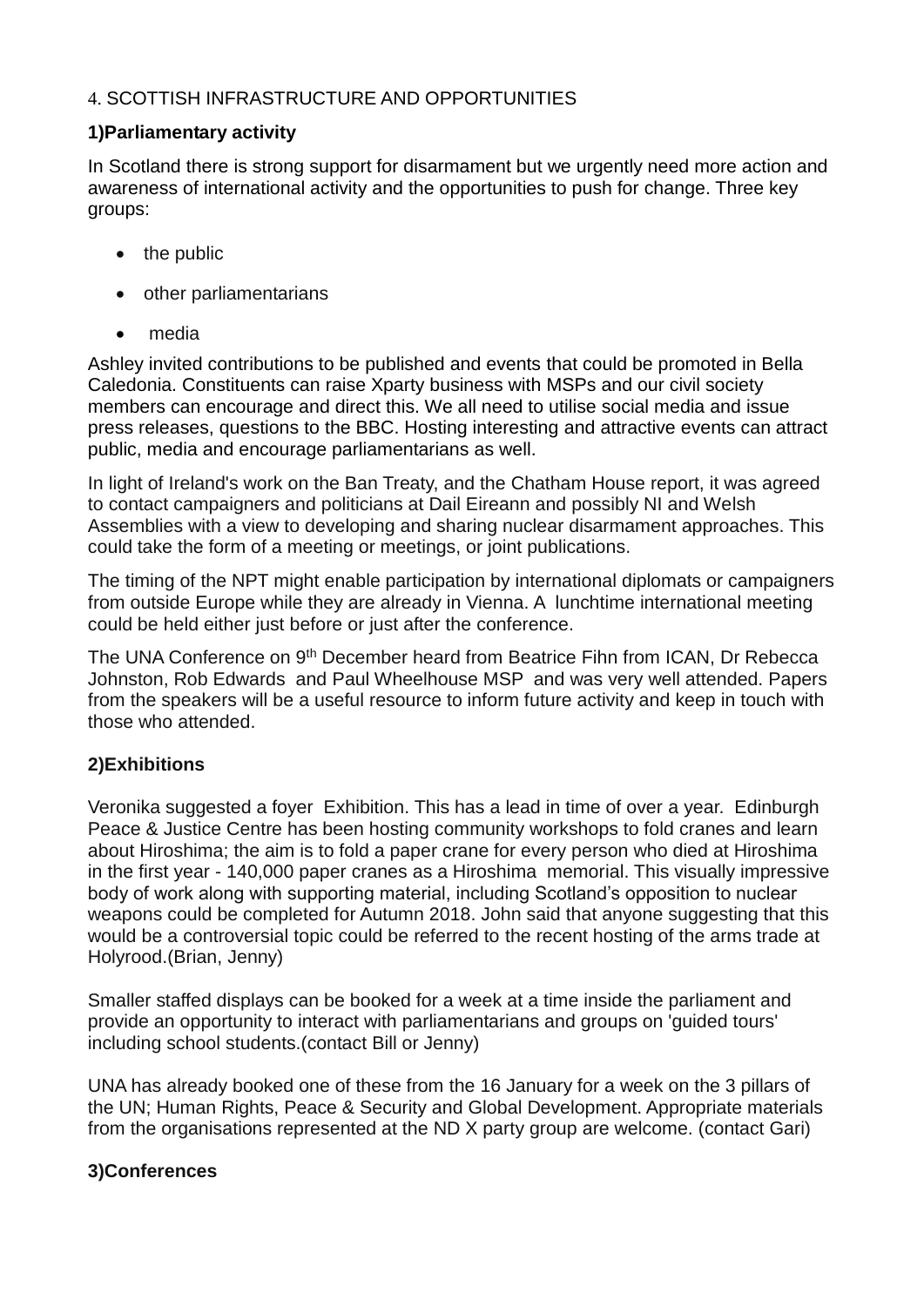4. SCOTTISH INFRASTRUCTURE AND OPPORTUNITIES

**1)Parliamentary activity**

In Scotland there is strong support for disarmament but we urgently need more action and awareness of international activity and the opportunities to push for change. Three key groups:

- the public
- other parliamentarians
- media

Ashley invited contributions to be published and events that could be promoted in Bella Caledonia. Constituents can raise Xparty business with MSPs and our civil society members can encourage and direct this. We all need to utilise social media and issue press releases, questions to the BBC. Hosting interesting and attractive events can attract public, media and encourage parliamentarians as well.

In light of Ireland's work on the Ban Treaty, and the Chatham House report, it was agreed to contact campaigners and politicians at Dail Eireann and possibly NI and Welsh Assemblies with a view to developing and sharing nuclear disarmament approaches. This could take the form of a meeting or meetings, or joint publications.

The timing of the NPT might enable participation by international diplomats or campaigners from outside Europe while they are already in Vienna. A lunchtime international meeting could be held either just before or just after the conference.

The UNA Conference on 9th December heard from Beatrice Fihn from ICAN, Dr Rebecca Johnston, Rob Edwards and Paul Wheelhouse MSP and was very well attended. Papers from the speakers will be a useful resource to inform future activity and keep in touch with those who attended.

**2)Exhibitions**

Veronika suggested a foyer Exhibition. This has a lead in time of over a year. Edinburgh Peace & Justice Centre has been hosting community workshops to fold cranes and learn about Hiroshima; the aim is to fold a paper crane for every person who died at Hiroshima in the first year - 140,000 paper cranes as a Hiroshima memorial. This visually impressive body of work along with supporting material, including Scotland's opposition to nuclear weapons could be completed for Autumn 2018. John said that anyone suggesting that this would be a controversial topic could be referred to the recent hosting of the arms trade at Holyrood.(Brian, Jenny)

Smaller staffed displays can be booked for a week at a time inside the parliament and provide an opportunity to interact with parliamentarians and groups on 'guided tours' including school students.(contact Bill or Jenny)

UNA has already booked one of these from the 16 January for a week on the 3 pillars of the UN; Human Rights, Peace & Security and Global Development. Appropriate materials from the organisations represented at the ND X party group are welcome. (contact Gari)

**3)Conferences**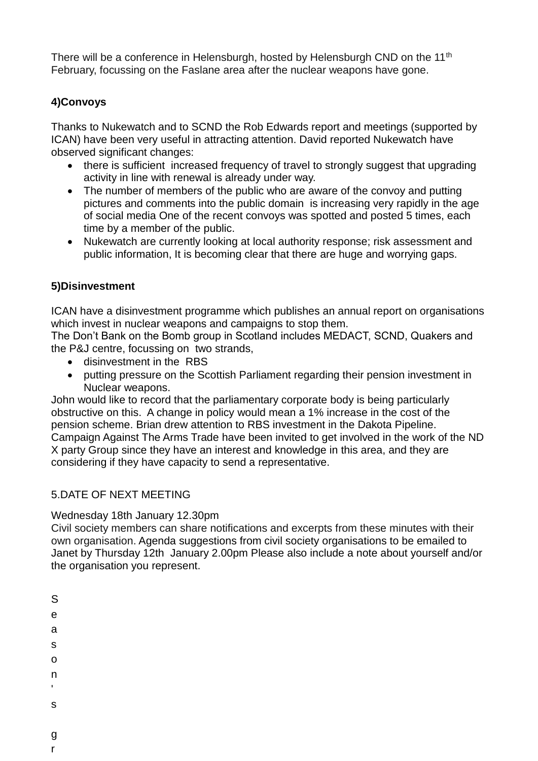There will be a conference in Helensburgh, hosted by Helensburgh CND on the 11th February, focussing on the Faslane area after the nuclear weapons have gone.

**4)Convoys**

Thanks to Nukewatch and to SCND the Rob Edwards report and meetings (supported by ICAN) have been very useful in attracting attention. David reported Nukewatch have observed significant changes:

- there is sufficient increased frequency of travel to strongly suggest that upgrading activity in line with renewal is already under way.
- The number of members of the public who are aware of the convoy and putting pictures and comments into the public domain is increasing very rapidly in the age of social media One of the recent convoys was spotted and posted 5 times, each time by a member of the public.
- Nukewatch are currently looking at local authority response; risk assessment and public information, It is becoming clear that there are huge and worrying gaps.

**5)Disinvestment**

ICAN have a disinvestment programme which publishes an annual report on organisations which invest in nuclear weapons and campaigns to stop them.
The Don't Bank on the Bomb group in Scotland includes MEDACT, SCND, Quakers and the P&J centre, focussing on two strands,

- disinvestment in the RBS
- putting pressure on the Scottish Parliament regarding their pension investment in Nuclear weapons.

John would like to record that the parliamentary corporate body is being particularly obstructive on this. A change in policy would mean a 1% increase in the cost of the pension scheme. Brian drew attention to RBS investment in the Dakota Pipeline.
Campaign Against The Arms Trade have been invited to get involved in the work of the ND X party Group since they have an interest and knowledge in this area, and they are considering if they have capacity to send a representative.

5.DATE OF NEXT MEETING

Wednesday 18th January 12.30pm
Civil society members can share notifications and excerpts from these minutes with their own organisation. Agenda suggestions from civil society organisations to be emailed to Janet by Thursday 12th January 2.00pm Please also include a note about yourself and/or the organisation you represent.

S
e
a
s
o
n
'
s

g
r